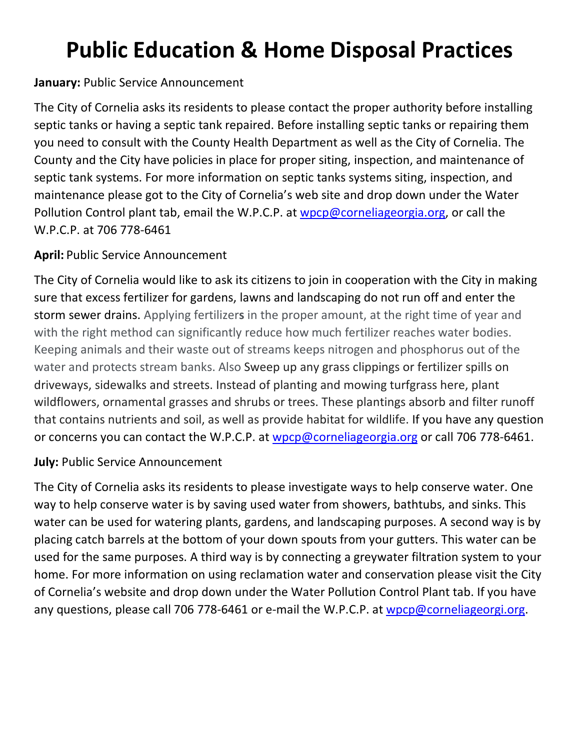# Public Education & Home Disposal Practices

**January:** Public Service Announcement

The City of Cornelia asks its residents to please contact the proper authority before installing septic tanks or having a septic tank repaired. Before installing septic tanks or repairing them you need to consult with the County Health Department as well as the City of Cornelia. The County and the City have policies in place for proper siting, inspection, and maintenance of septic tank systems. For more information on septic tanks systems siting, inspection, and maintenance please got to the City of Cornelia's web site and drop down under the Water Pollution Control plant tab, email the W.P.C.P. at wpcp@corneliageorgia.org, or call the W.P.C.P. at 706 778-6461

**April:** Public Service Announcement

The City of Cornelia would like to ask its citizens to join in cooperation with the City in making sure that excess fertilizer for gardens, lawns and landscaping do not run off and enter the storm sewer drains. Applying fertilizers in the proper amount, at the right time of year and with the right method can significantly reduce how much fertilizer reaches water bodies. Keeping animals and their waste out of streams keeps nitrogen and phosphorus out of the water and protects stream banks. Also Sweep up any grass clippings or fertilizer spills on driveways, sidewalks and streets. Instead of planting and mowing turfgrass here, plant wildflowers, ornamental grasses and shrubs or trees. These plantings absorb and filter runoff that contains nutrients and soil, as well as provide habitat for wildlife. If you have any question or concerns you can contact the W.P.C.P. at wpcp@corneliageorgia.org or call 706 778-6461.

**July:** Public Service Announcement

The City of Cornelia asks its residents to please investigate ways to help conserve water. One way to help conserve water is by saving used water from showers, bathtubs, and sinks. This water can be used for watering plants, gardens, and landscaping purposes. A second way is by placing catch barrels at the bottom of your down spouts from your gutters. This water can be used for the same purposes. A third way is by connecting a greywater filtration system to your home. For more information on using reclamation water and conservation please visit the City of Cornelia's website and drop down under the Water Pollution Control Plant tab. If you have any questions, please call 706 778-6461 or e-mail the W.P.C.P. at wpcp@corneliageorgi.org.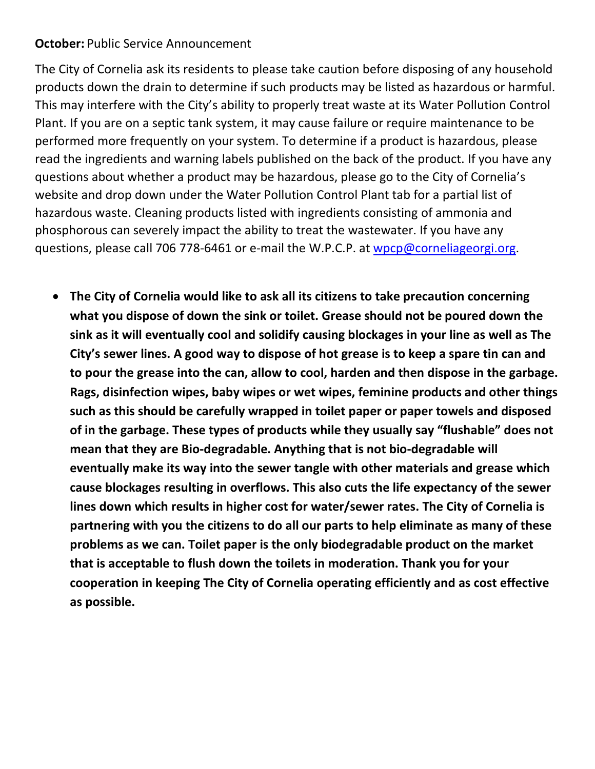**October:** Public Service Announcement

The City of Cornelia ask its residents to please take caution before disposing of any household products down the drain to determine if such products may be listed as hazardous or harmful. This may interfere with the City's ability to properly treat waste at its Water Pollution Control Plant. If you are on a septic tank system, it may cause failure or require maintenance to be performed more frequently on your system. To determine if a product is hazardous, please read the ingredients and warning labels published on the back of the product. If you have any questions about whether a product may be hazardous, please go to the City of Cornelia's website and drop down under the Water Pollution Control Plant tab for a partial list of hazardous waste. Cleaning products listed with ingredients consisting of ammonia and phosphorous can severely impact the ability to treat the wastewater. If you have any questions, please call 706 778-6461 or e-mail the W.P.C.P. at wpcp@corneliageorgi.org.

- **The City of Cornelia would like to ask all its citizens to take precaution concerning what you dispose of down the sink or toilet. Grease should not be poured down the sink as it will eventually cool and solidify causing blockages in your line as well as The City's sewer lines. A good way to dispose of hot grease is to keep a spare tin can and to pour the grease into the can, allow to cool, harden and then dispose in the garbage. Rags, disinfection wipes, baby wipes or wet wipes, feminine products and other things such as this should be carefully wrapped in toilet paper or paper towels and disposed of in the garbage. These types of products while they usually say "flushable" does not mean that they are Bio-degradable. Anything that is not bio-degradable will eventually make its way into the sewer tangle with other materials and grease which cause blockages resulting in overflows. This also cuts the life expectancy of the sewer lines down which results in higher cost for water/sewer rates. The City of Cornelia is partnering with you the citizens to do all our parts to help eliminate as many of these problems as we can. Toilet paper is the only biodegradable product on the market that is acceptable to flush down the toilets in moderation. Thank you for your cooperation in keeping The City of Cornelia operating efficiently and as cost effective as possible.**